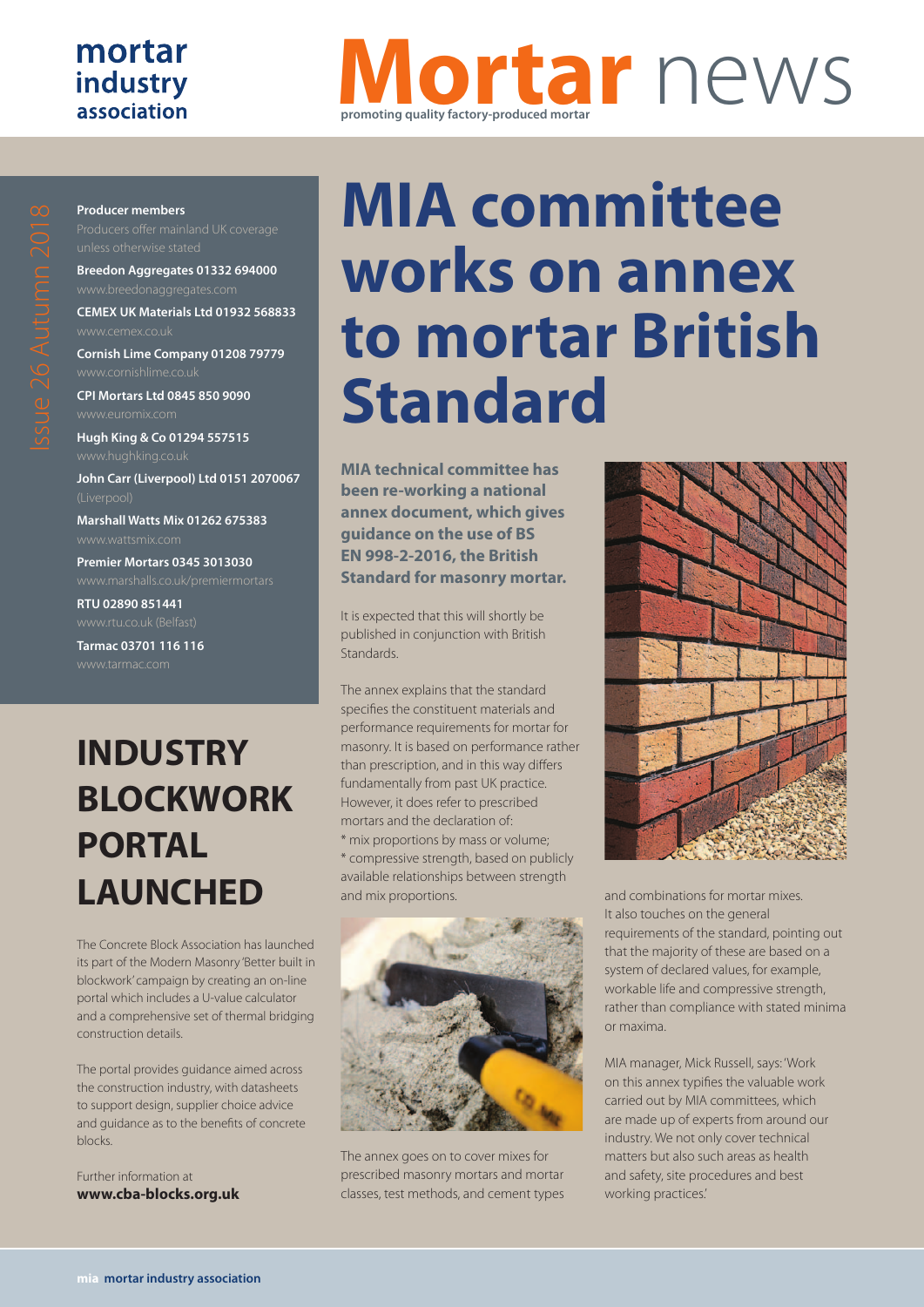mortar industry association

# Mortar news

promoting quality factory-produced mortar

Issue 26 Autumn 2018

**Producer members**

Producers offer mainland UK coverage unless otherwise stated

**Breedon Aggregates 01332 694000**
www.breedonaggregates.com

**CEMEX UK Materials Ltd 01932 568833**
www.cemex.co.uk

**Cornish Lime Company 01208 79779**
www.cornishlime.co.uk

**CPI Mortars Ltd 0845 850 9090**
www.euromix.com

**Hugh King & Co 01294 557515**
www.hughking.co.uk

**John Carr (Liverpool) Ltd 0151 2070067**
(Liverpool)

**Marshall Watts Mix 01262 675383**
www.wattsmix.com

**Premier Mortars 0345 3013030**
www.marshalls.co.uk/premiermortars

**RTU 02890 851441**
www.rtu.co.uk (Belfast)

**Tarmac 03701 116 116**
www.tarmac.com

## INDUSTRY BLOCKWORK PORTAL LAUNCHED

The Concrete Block Association has launched its part of the Modern Masonry 'Better built in blockwork' campaign by creating an on-line portal which includes a U-value calculator and a comprehensive set of thermal bridging construction details.

The portal provides guidance aimed across the construction industry, with datasheets to support design, supplier choice advice and guidance as to the benefits of concrete blocks.

Further information at
**www.cba-blocks.org.uk**

# MIA committee works on annex to mortar British Standard

**MIA technical committee has been re-working a national annex document, which gives guidance on the use of BS EN 998-2-2016, the British Standard for masonry mortar.**

It is expected that this will shortly be published in conjunction with British Standards.

The annex explains that the standard specifies the constituent materials and performance requirements for mortar for masonry. It is based on performance rather than prescription, and in this way differs fundamentally from past UK practice. However, it does refer to prescribed mortars and the declaration of:

* mix proportions by mass or volume;
* compressive strength, based on publicly available relationships between strength and mix proportions.

The annex goes on to cover mixes for prescribed masonry mortars and mortar classes, test methods, and cement types and combinations for mortar mixes. It also touches on the general requirements of the standard, pointing out that the majority of these are based on a system of declared values, for example, workable life and compressive strength, rather than compliance with stated minima or maxima.

MIA manager, Mick Russell, says: 'Work on this annex typifies the valuable work carried out by MIA committees, which are made up of experts from around our industry. We not only cover technical matters but also such areas as health and safety, site procedures and best working practices.'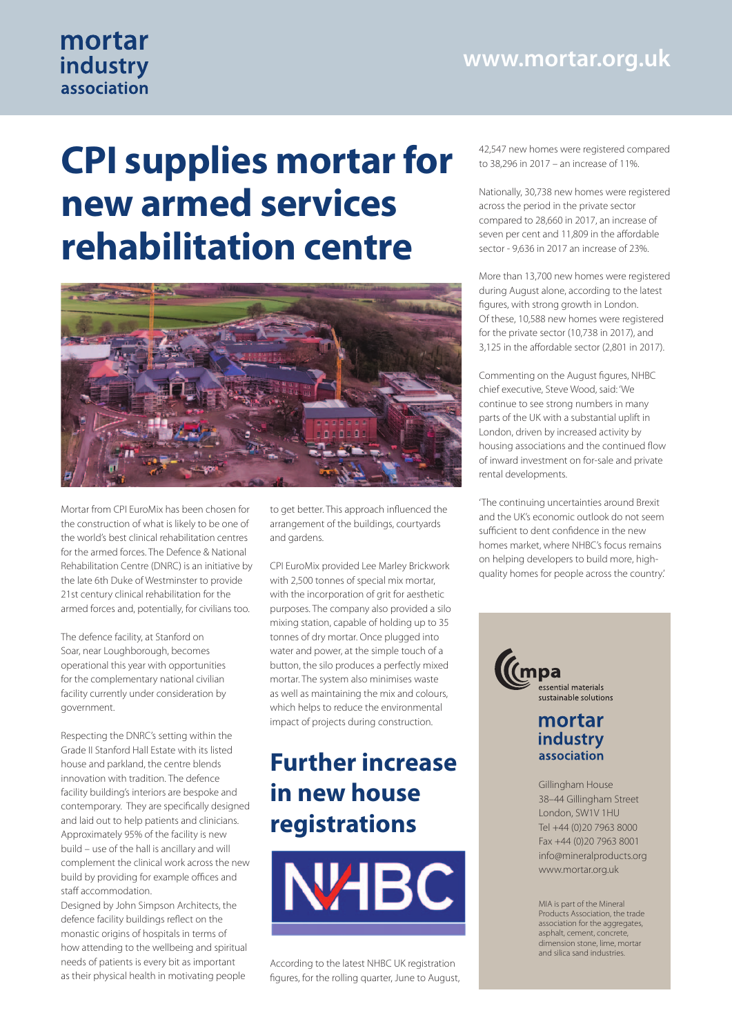mortar industry association

www.mortar.org.uk

# CPI supplies mortar for new armed services rehabilitation centre

Mortar from CPI EuroMix has been chosen for the construction of what is likely to be one of the world's best clinical rehabilitation centres for the armed forces. The Defence & National Rehabilitation Centre (DNRC) is an initiative by the late 6th Duke of Westminster to provide 21st century clinical rehabilitation for the armed forces and, potentially, for civilians too.

The defence facility, at Stanford on Soar, near Loughborough, becomes operational this year with opportunities for the complementary national civilian facility currently under consideration by government.

Respecting the DNRC's setting within the Grade II Stanford Hall Estate with its listed house and parkland, the centre blends innovation with tradition. The defence facility building's interiors are bespoke and contemporary. They are specifically designed and laid out to help patients and clinicians. Approximately 95% of the facility is new build – use of the hall is ancillary and will complement the clinical work across the new build by providing for example offices and staff accommodation.

Designed by John Simpson Architects, the defence facility buildings reflect on the monastic origins of hospitals in terms of how attending to the wellbeing and spiritual needs of patients is every bit as important as their physical health in motivating people to get better. This approach influenced the arrangement of the buildings, courtyards and gardens.

CPI EuroMix provided Lee Marley Brickwork with 2,500 tonnes of special mix mortar, with the incorporation of grit for aesthetic purposes. The company also provided a silo mixing station, capable of holding up to 35 tonnes of dry mortar. Once plugged into water and power, at the simple touch of a button, the silo produces a perfectly mixed mortar. The system also minimises waste as well as maintaining the mix and colours, which helps to reduce the environmental impact of projects during construction.

## Further increase in new house registrations

NHBC

According to the latest NHBC UK registration figures, for the rolling quarter, June to August, 42,547 new homes were registered compared to 38,296 in 2017 – an increase of 11%.

Nationally, 30,738 new homes were registered across the period in the private sector compared to 28,660 in 2017, an increase of seven per cent and 11,809 in the affordable sector - 9,636 in 2017 an increase of 23%.

More than 13,700 new homes were registered during August alone, according to the latest figures, with strong growth in London. Of these, 10,588 new homes were registered for the private sector (10,738 in 2017), and 3,125 in the affordable sector (2,801 in 2017).

Commenting on the August figures, NHBC chief executive, Steve Wood, said: 'We continue to see strong numbers in many parts of the UK with a substantial uplift in London, driven by increased activity by housing associations and the continued flow of inward investment on for-sale and private rental developments.

'The continuing uncertainties around Brexit and the UK's economic outlook do not seem sufficient to dent confidence in the new homes market, where NHBC's focus remains on helping developers to build more, high-quality homes for people across the country.'

mpa
essential materials
sustainable solutions

mortar industry association

Gillingham House
38–44 Gillingham Street
London, SW1V 1HU
Tel +44 (0)20 7963 8000
Fax +44 (0)20 7963 8001
info@mineralproducts.org
www.mortar.org.uk

MIA is part of the Mineral Products Association, the trade association for the aggregates, asphalt, cement, concrete, dimension stone, lime, mortar and silica sand industries.